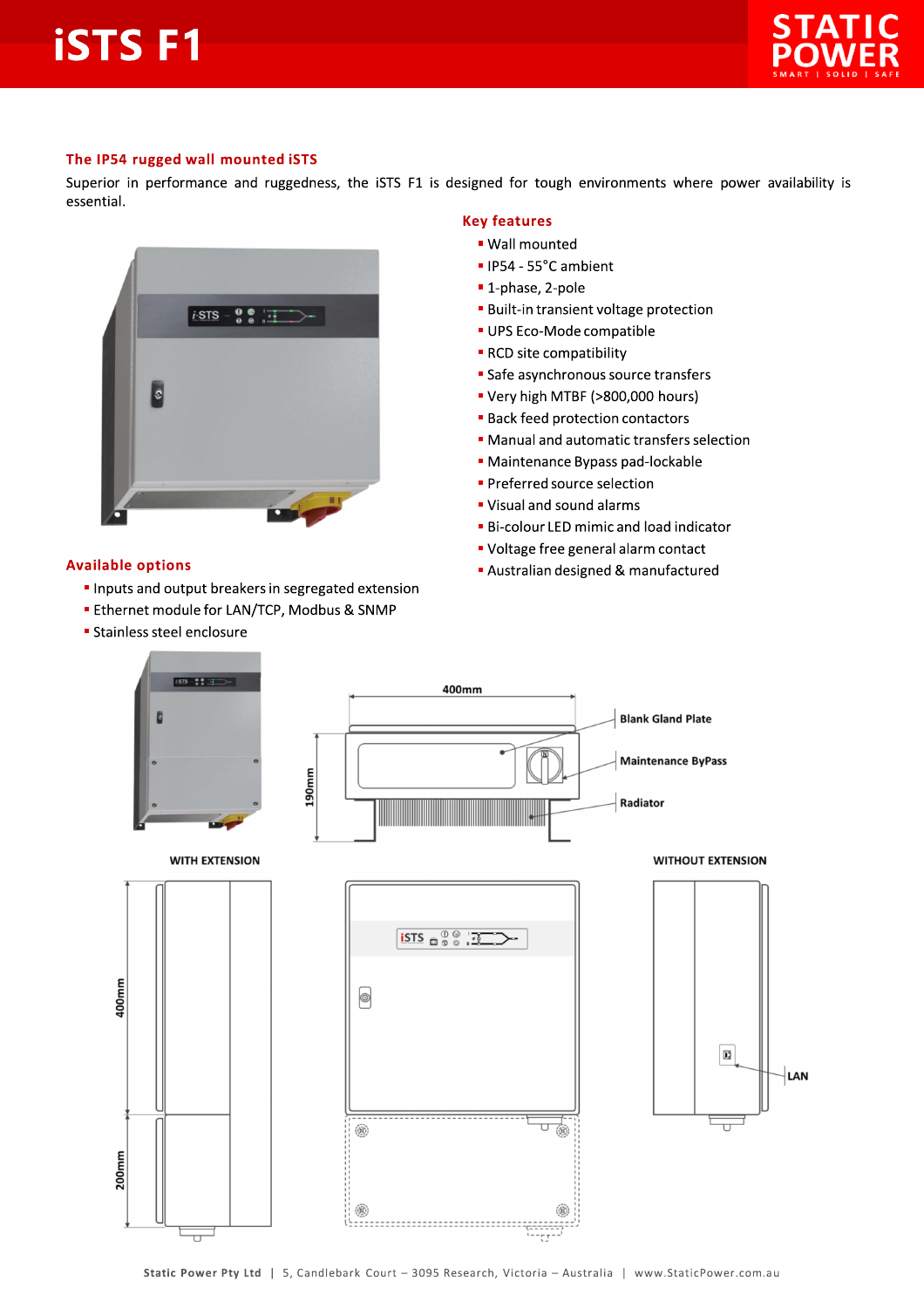# iSTS F1

## The IP54 rugged wall mounted iSTS

Superior in performance and ruggedness, the iSTS F1 is designed for tough environments where power availability is essential.

## Key features

- Wall mounted
- IP54 - 55°C ambient
- 1-phase, 2-pole
- Built-in transient voltage protection
- UPS Eco-Mode compatible
- RCD site compatibility
- Safe asynchronous source transfers
- Very high MTBF (>800,000 hours)
- Back feed protection contactors
- Manual and automatic transfers selection
- Maintenance Bypass pad-lockable
- Preferred source selection
- Visual and sound alarms
- Bi-colour LED mimic and load indicator
- Voltage free general alarm contact
- Australian designed & manufactured

## Available options

- Inputs and output breakers in segregated extension
- Ethernet module for LAN/TCP, Modbus & SNMP
- Stainless steel enclosure

400mm

190mm

Blank Gland Plate

Maintenance ByPass

Radiator

WITH EXTENSION

WITHOUT EXTENSION

400mm

200mm

LAN

Static Power Pty Ltd | 5, Candlebark Court – 3095 Research, Victoria – Australia | www.StaticPower.com.au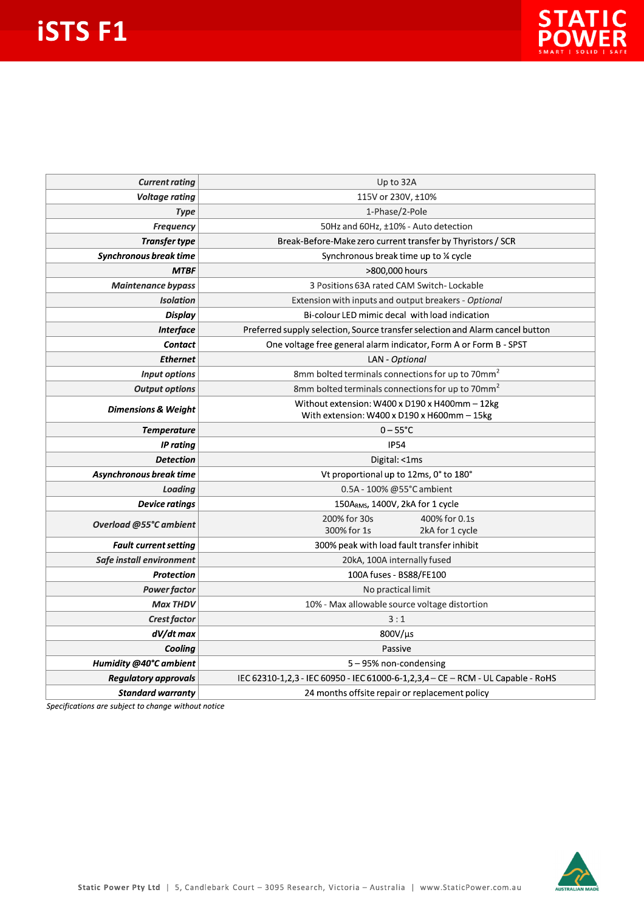# iSTS F1

| | |
|---|---|
| ***Current rating*** | Up to 32A |
| ***Voltage rating*** | 115V or 230V, ±10% |
| ***Type*** | 1-Phase/2-Pole |
| ***Frequency*** | 50Hz and 60Hz, ±10% - Auto detection |
| ***Transfer type*** | Break-Before-Make zero current transfer by Thyristors / SCR |
| ***Synchronous break time*** | Synchronous break time up to ¼ cycle |
| ***MTBF*** | >800,000 hours |
| ***Maintenance bypass*** | 3 Positions 63A rated CAM Switch- Lockable |
| ***Isolation*** | Extension with inputs and output breakers - *Optional* |
| ***Display*** | Bi-colour LED mimic decal with load indication |
| ***Interface*** | Preferred supply selection, Source transfer selection and Alarm cancel button |
| ***Contact*** | One voltage free general alarm indicator, Form A or Form B - SPST |
| ***Ethernet*** | LAN - *Optional* |
| ***Input options*** | 8mm bolted terminals connections for up to 70mm$^2$ |
| ***Output options*** | 8mm bolted terminals connections for up to 70mm$^2$ |
| ***Dimensions & Weight*** | Without extension: W400 x D190 x H400mm – 12kg<br>With extension: W400 x D190 x H600mm – 15kg |
| ***Temperature*** | 0 – 55°C |
| ***IP rating*** | IP54 |
| ***Detection*** | Digital: <1ms |
| ***Asynchronous break time*** | Vt proportional up to 12ms, 0° to 180° |
| ***Loading*** | 0.5A - 100% @55°C ambient |
| ***Device ratings*** | 150$A_{RMS}$, 1400V, 2kA for 1 cycle |
| ***Overload @55°C ambient*** | 200% for 30s 400% for 0.1s<br>300% for 1s 2kA for 1 cycle |
| ***Fault current setting*** | 300% peak with load fault transfer inhibit |
| ***Safe install environment*** | 20kA, 100A internally fused |
| ***Protection*** | 100A fuses - BS88/FE100 |
| ***Power factor*** | No practical limit |
| ***Max THDV*** | 10% - Max allowable source voltage distortion |
| ***Crest factor*** | 3 : 1 |
| ***dV/dt max*** | 800V/µs |
| ***Cooling*** | Passive |
| ***Humidity @40°C ambient*** | 5 – 95% non-condensing |
| ***Regulatory approvals*** | IEC 62310-1,2,3 - IEC 60950 - IEC 61000-6-1,2,3,4 – CE – RCM - UL Capable - RoHS |
| ***Standard warranty*** | 24 months offsite repair or replacement policy |

*Specifications are subject to change without notice*

Static Power Pty Ltd | 5, Candlebark Court – 3095 Research, Victoria – Australia | www.StaticPower.com.au